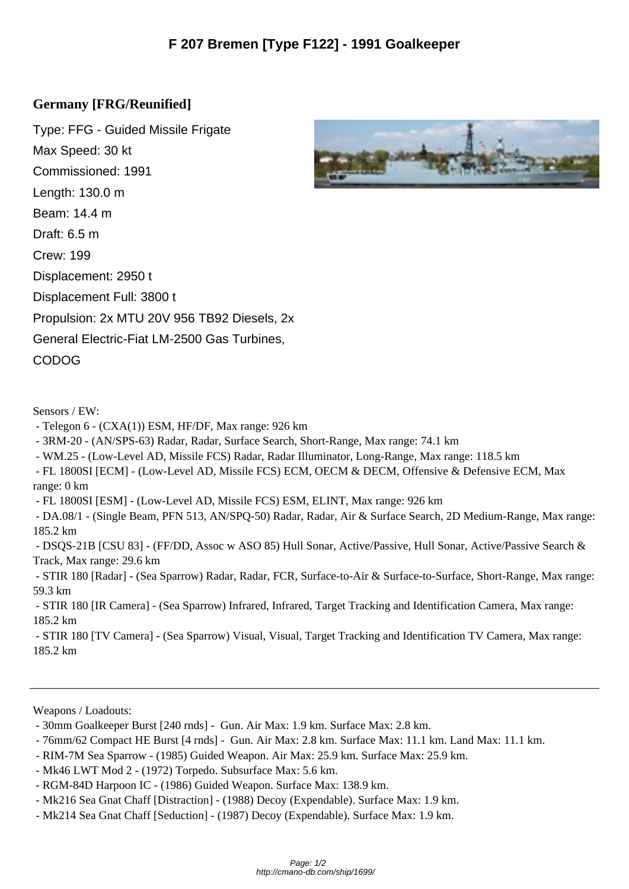# F 207 Bremen [Type F122] - 1991 Goalkeeper

## Germany [FRG/Reunified]

Type: FFG - Guided Missile Frigate
Max Speed: 30 kt
Commissioned: 1991
Length: 130.0 m
Beam: 14.4 m
Draft: 6.5 m
Crew: 199
Displacement: 2950 t
Displacement Full: 3800 t
Propulsion: 2x MTU 20V 956 TB92 Diesels, 2x General Electric-Fiat LM-2500 Gas Turbines, CODOG

Sensors / EW:

- Telegon 6 - (CXA(1)) ESM, HF/DF, Max range: 926 km
- 3RM-20 - (AN/SPS-63) Radar, Radar, Surface Search, Short-Range, Max range: 74.1 km
- WM.25 - (Low-Level AD, Missile FCS) Radar, Radar Illuminator, Long-Range, Max range: 118.5 km
- FL 1800SI [ECM] - (Low-Level AD, Missile FCS) ECM, OECM & DECM, Offensive & Defensive ECM, Max range: 0 km
- FL 1800SI [ESM] - (Low-Level AD, Missile FCS) ESM, ELINT, Max range: 926 km
- DA.08/1 - (Single Beam, PFN 513, AN/SPQ-50) Radar, Radar, Air & Surface Search, 2D Medium-Range, Max range: 185.2 km
- DSQS-21B [CSU 83] - (FF/DD, Assoc w ASO 85) Hull Sonar, Active/Passive, Hull Sonar, Active/Passive Search & Track, Max range: 29.6 km
- STIR 180 [Radar] - (Sea Sparrow) Radar, Radar, FCR, Surface-to-Air & Surface-to-Surface, Short-Range, Max range: 59.3 km
- STIR 180 [IR Camera] - (Sea Sparrow) Infrared, Infrared, Target Tracking and Identification Camera, Max range: 185.2 km
- STIR 180 [TV Camera] - (Sea Sparrow) Visual, Visual, Target Tracking and Identification TV Camera, Max range: 185.2 km

---

Weapons / Loadouts:

- 30mm Goalkeeper Burst [240 rnds] - Gun. Air Max: 1.9 km. Surface Max: 2.8 km.
- 76mm/62 Compact HE Burst [4 rnds] - Gun. Air Max: 2.8 km. Surface Max: 11.1 km. Land Max: 11.1 km.
- RIM-7M Sea Sparrow - (1985) Guided Weapon. Air Max: 25.9 km. Surface Max: 25.9 km.
- Mk46 LWT Mod 2 - (1972) Torpedo. Subsurface Max: 5.6 km.
- RGM-84D Harpoon IC - (1986) Guided Weapon. Surface Max: 138.9 km.
- Mk216 Sea Gnat Chaff [Distraction] - (1988) Decoy (Expendable). Surface Max: 1.9 km.
- Mk214 Sea Gnat Chaff [Seduction] - (1987) Decoy (Expendable). Surface Max: 1.9 km.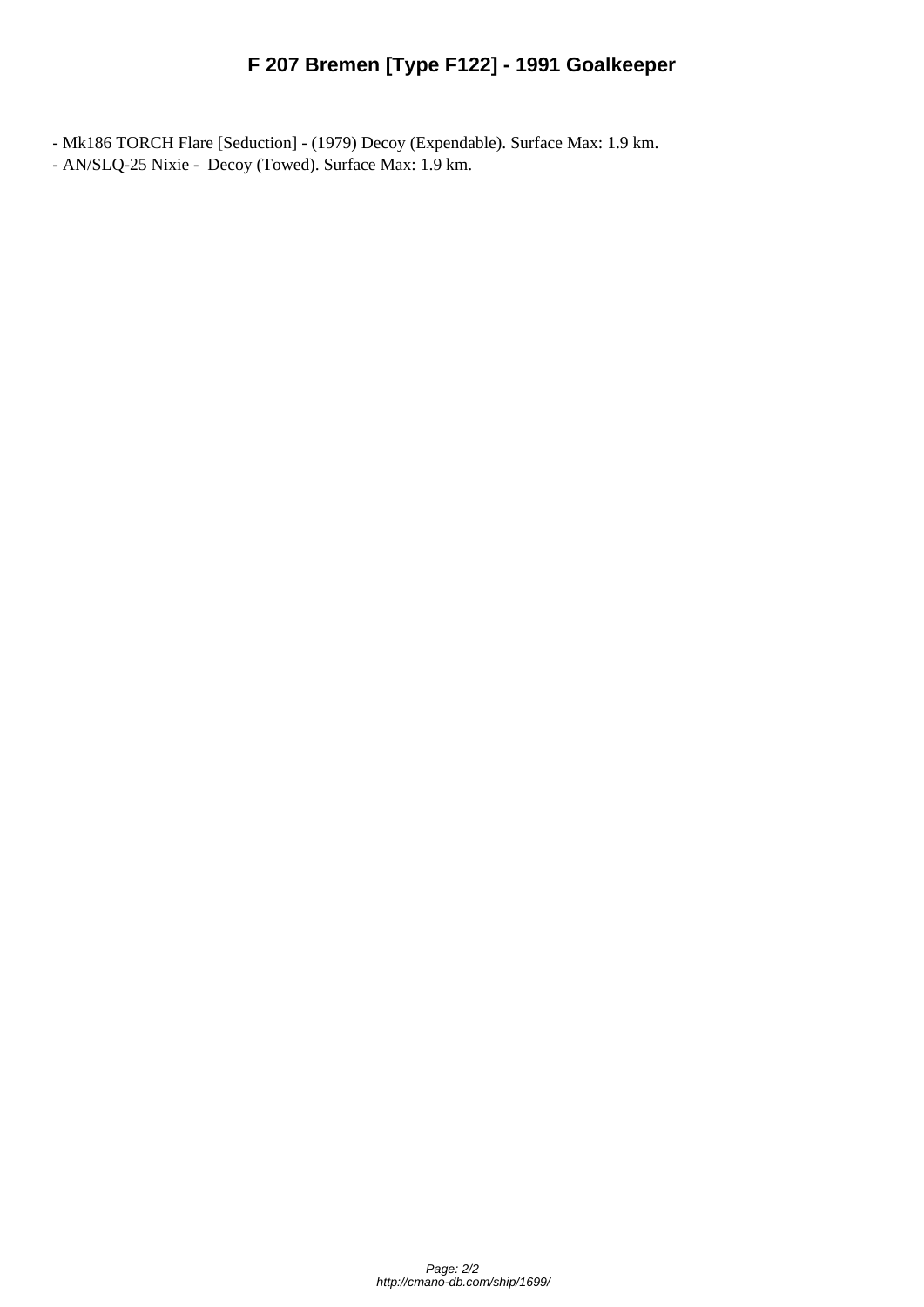- Mk186 TORCH Flare [Seduction] - (1979) Decoy (Expendable). Surface Max: 1.9 km.
- AN/SLQ-25 Nixie -  Decoy (Towed). Surface Max: 1.9 km.